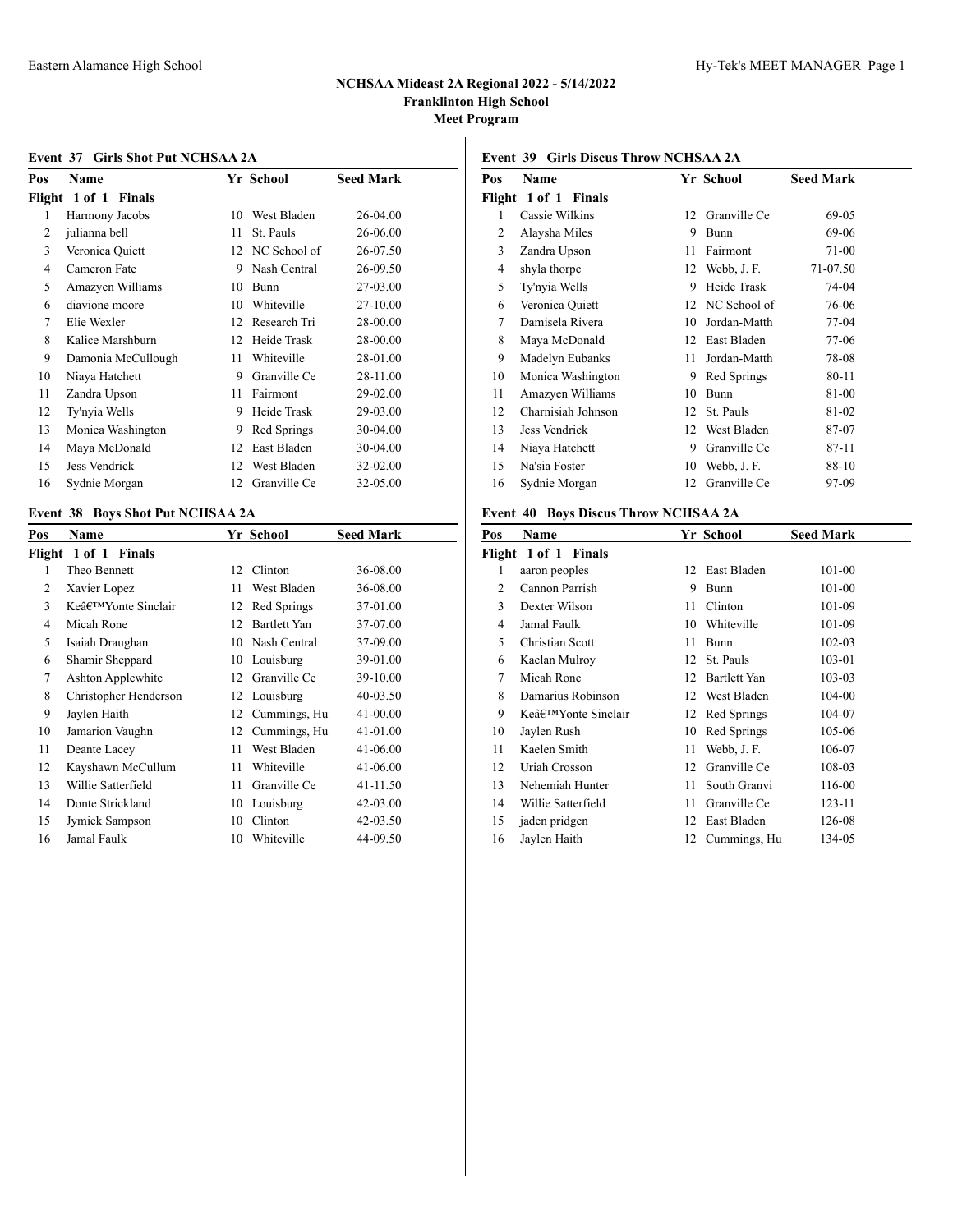# NCHSAA Mideast 2A Regional 2022 - 5/14/2022

**Franklinton High School**

**Meet Program**

### Event 37 Girls Shot Put NCHSAA 2A

**Flight 1 of 1 Finals**

| Pos | Name | Yr | School | Seed Mark |
|---|---|---|---|---|
| 1 | Harmony Jacobs | 10 | West Bladen | 26-04.00 |
| 2 | julianna bell | 11 | St. Pauls | 26-06.00 |
| 3 | Veronica Quiett | 12 | NC School of | 26-07.50 |
| 4 | Cameron Fate | 9 | Nash Central | 26-09.50 |
| 5 | Amazyen Williams | 10 | Bunn | 27-03.00 |
| 6 | diavione moore | 10 | Whiteville | 27-10.00 |
| 7 | Elie Wexler | 12 | Research Tri | 28-00.00 |
| 8 | Kalice Marshburn | 12 | Heide Trask | 28-00.00 |
| 9 | Damonia McCullough | 11 | Whiteville | 28-01.00 |
| 10 | Niaya Hatchett | 9 | Granville Ce | 28-11.00 |
| 11 | Zandra Upson | 11 | Fairmont | 29-02.00 |
| 12 | Ty'nyia Wells | 9 | Heide Trask | 29-03.00 |
| 13 | Monica Washington | 9 | Red Springs | 30-04.00 |
| 14 | Maya McDonald | 12 | East Bladen | 30-04.00 |
| 15 | Jess Vendrick | 12 | West Bladen | 32-02.00 |
| 16 | Sydnie Morgan | 12 | Granville Ce | 32-05.00 |

### Event 38 Boys Shot Put NCHSAA 2A

**Flight 1 of 1 Finals**

| Pos | Name | Yr | School | Seed Mark |
|---|---|---|---|---|
| 1 | Theo Bennett | 12 | Clinton | 36-08.00 |
| 2 | Xavier Lopez | 11 | West Bladen | 36-08.00 |
| 3 | Keâ€™Yonte Sinclair | 12 | Red Springs | 37-01.00 |
| 4 | Micah Rone | 12 | Bartlett Yan | 37-07.00 |
| 5 | Isaiah Draughan | 10 | Nash Central | 37-09.00 |
| 6 | Shamir Sheppard | 10 | Louisburg | 39-01.00 |
| 7 | Ashton Applewhite | 12 | Granville Ce | 39-10.00 |
| 8 | Christopher Henderson | 12 | Louisburg | 40-03.50 |
| 9 | Jaylen Haith | 12 | Cummings, Hu | 41-00.00 |
| 10 | Jamarion Vaughn | 12 | Cummings, Hu | 41-01.00 |
| 11 | Deante Lacey | 11 | West Bladen | 41-06.00 |
| 12 | Kayshawn McCullum | 11 | Whiteville | 41-06.00 |
| 13 | Willie Satterfield | 11 | Granville Ce | 41-11.50 |
| 14 | Donte Strickland | 10 | Louisburg | 42-03.00 |
| 15 | Jymiek Sampson | 10 | Clinton | 42-03.50 |
| 16 | Jamal Faulk | 10 | Whiteville | 44-09.50 |

### Event 39 Girls Discus Throw NCHSAA 2A

**Flight 1 of 1 Finals**

| Pos | Name | Yr | School | Seed Mark |
|---|---|---|---|---|
| 1 | Cassie Wilkins | 12 | Granville Ce | 69-05 |
| 2 | Alaysha Miles | 9 | Bunn | 69-06 |
| 3 | Zandra Upson | 11 | Fairmont | 71-00 |
| 4 | shyla thorpe | 12 | Webb, J. F. | 71-07.50 |
| 5 | Ty'nyia Wells | 9 | Heide Trask | 74-04 |
| 6 | Veronica Quiett | 12 | NC School of | 76-06 |
| 7 | Damisela Rivera | 10 | Jordan-Matth | 77-04 |
| 8 | Maya McDonald | 12 | East Bladen | 77-06 |
| 9 | Madelyn Eubanks | 11 | Jordan-Matth | 78-08 |
| 10 | Monica Washington | 9 | Red Springs | 80-11 |
| 11 | Amazyen Williams | 10 | Bunn | 81-00 |
| 12 | Charnisiah Johnson | 12 | St. Pauls | 81-02 |
| 13 | Jess Vendrick | 12 | West Bladen | 87-07 |
| 14 | Niaya Hatchett | 9 | Granville Ce | 87-11 |
| 15 | Na'sia Foster | 10 | Webb, J. F. | 88-10 |
| 16 | Sydnie Morgan | 12 | Granville Ce | 97-09 |

### Event 40 Boys Discus Throw NCHSAA 2A

**Flight 1 of 1 Finals**

| Pos | Name | Yr | School | Seed Mark |
|---|---|---|---|---|
| 1 | aaron peoples | 12 | East Bladen | 101-00 |
| 2 | Cannon Parrish | 9 | Bunn | 101-00 |
| 3 | Dexter Wilson | 11 | Clinton | 101-09 |
| 4 | Jamal Faulk | 10 | Whiteville | 101-09 |
| 5 | Christian Scott | 11 | Bunn | 102-03 |
| 6 | Kaelan Mulroy | 12 | St. Pauls | 103-01 |
| 7 | Micah Rone | 12 | Bartlett Yan | 103-03 |
| 8 | Damarius Robinson | 12 | West Bladen | 104-00 |
| 9 | Keâ€™Yonte Sinclair | 12 | Red Springs | 104-07 |
| 10 | Jaylen Rush | 10 | Red Springs | 105-06 |
| 11 | Kaelen Smith | 11 | Webb, J. F. | 106-07 |
| 12 | Uriah Crosson | 12 | Granville Ce | 108-03 |
| 13 | Nehemiah Hunter | 11 | South Granvi | 116-00 |
| 14 | Willie Satterfield | 11 | Granville Ce | 123-11 |
| 15 | jaden pridgen | 12 | East Bladen | 126-08 |
| 16 | Jaylen Haith | 12 | Cummings, Hu | 134-05 |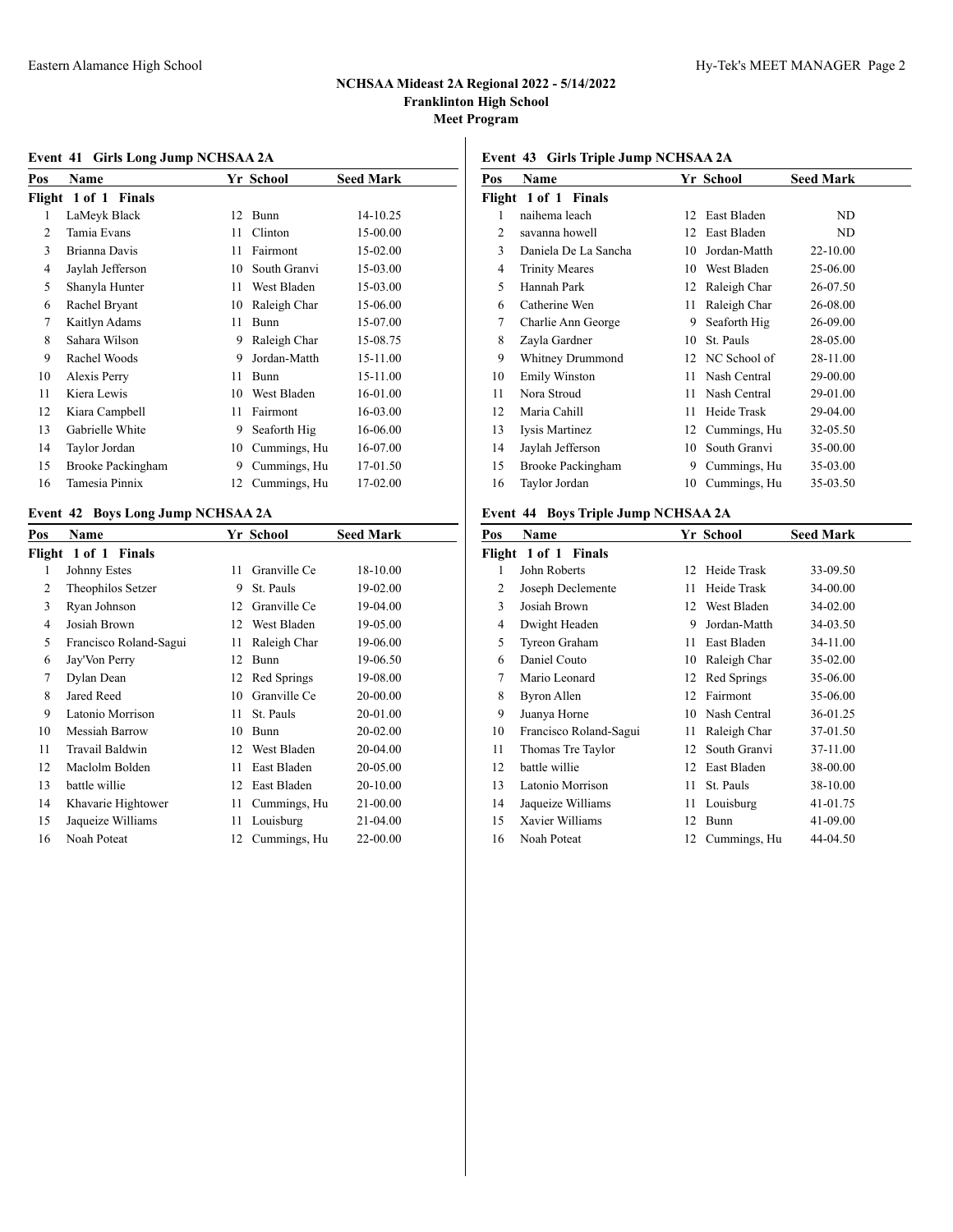## NCHSAA Mideast 2A Regional 2022 - 5/14/2022

**Franklinton High School**

**Meet Program**

### Event 41 Girls Long Jump NCHSAA 2A

**Flight 1 of 1 Finals**

| Pos | Name | Yr | School | Seed Mark |
|---|---|---|---|---|
| 1 | LaMeyk Black | 12 | Bunn | 14-10.25 |
| 2 | Tamia Evans | 11 | Clinton | 15-00.00 |
| 3 | Brianna Davis | 11 | Fairmont | 15-02.00 |
| 4 | Jaylah Jefferson | 10 | South Granvi | 15-03.00 |
| 5 | Shanyla Hunter | 11 | West Bladen | 15-03.00 |
| 6 | Rachel Bryant | 10 | Raleigh Char | 15-06.00 |
| 7 | Kaitlyn Adams | 11 | Bunn | 15-07.00 |
| 8 | Sahara Wilson | 9 | Raleigh Char | 15-08.75 |
| 9 | Rachel Woods | 9 | Jordan-Matth | 15-11.00 |
| 10 | Alexis Perry | 11 | Bunn | 15-11.00 |
| 11 | Kiera Lewis | 10 | West Bladen | 16-01.00 |
| 12 | Kiara Campbell | 11 | Fairmont | 16-03.00 |
| 13 | Gabrielle White | 9 | Seaforth Hig | 16-06.00 |
| 14 | Taylor Jordan | 10 | Cummings, Hu | 16-07.00 |
| 15 | Brooke Packingham | 9 | Cummings, Hu | 17-01.50 |
| 16 | Tamesia Pinnix | 12 | Cummings, Hu | 17-02.00 |

### Event 42 Boys Long Jump NCHSAA 2A

**Flight 1 of 1 Finals**

| Pos | Name | Yr | School | Seed Mark |
|---|---|---|---|---|
| 1 | Johnny Estes | 11 | Granville Ce | 18-10.00 |
| 2 | Theophilos Setzer | 9 | St. Pauls | 19-02.00 |
| 3 | Ryan Johnson | 12 | Granville Ce | 19-04.00 |
| 4 | Josiah Brown | 12 | West Bladen | 19-05.00 |
| 5 | Francisco Roland-Sagui | 11 | Raleigh Char | 19-06.00 |
| 6 | Jay'Von Perry | 12 | Bunn | 19-06.50 |
| 7 | Dylan Dean | 12 | Red Springs | 19-08.00 |
| 8 | Jared Reed | 10 | Granville Ce | 20-00.00 |
| 9 | Latonio Morrison | 11 | St. Pauls | 20-01.00 |
| 10 | Messiah Barrow | 10 | Bunn | 20-02.00 |
| 11 | Travail Baldwin | 12 | West Bladen | 20-04.00 |
| 12 | Maclolm Bolden | 11 | East Bladen | 20-05.00 |
| 13 | battle willie | 12 | East Bladen | 20-10.00 |
| 14 | Khavarie Hightower | 11 | Cummings, Hu | 21-00.00 |
| 15 | Jaqueize Williams | 11 | Louisburg | 21-04.00 |
| 16 | Noah Poteat | 12 | Cummings, Hu | 22-00.00 |

### Event 43 Girls Triple Jump NCHSAA 2A

**Flight 1 of 1 Finals**

| Pos | Name | Yr | School | Seed Mark |
|---|---|---|---|---|
| 1 | naihema leach | 12 | East Bladen | ND |
| 2 | savanna howell | 12 | East Bladen | ND |
| 3 | Daniela De La Sancha | 10 | Jordan-Matth | 22-10.00 |
| 4 | Trinity Meares | 10 | West Bladen | 25-06.00 |
| 5 | Hannah Park | 12 | Raleigh Char | 26-07.50 |
| 6 | Catherine Wen | 11 | Raleigh Char | 26-08.00 |
| 7 | Charlie Ann George | 9 | Seaforth Hig | 26-09.00 |
| 8 | Zayla Gardner | 10 | St. Pauls | 28-05.00 |
| 9 | Whitney Drummond | 12 | NC School of | 28-11.00 |
| 10 | Emily Winston | 11 | Nash Central | 29-00.00 |
| 11 | Nora Stroud | 11 | Nash Central | 29-01.00 |
| 12 | Maria Cahill | 11 | Heide Trask | 29-04.00 |
| 13 | Iysis Martinez | 12 | Cummings, Hu | 32-05.50 |
| 14 | Jaylah Jefferson | 10 | South Granvi | 35-00.00 |
| 15 | Brooke Packingham | 9 | Cummings, Hu | 35-03.00 |
| 16 | Taylor Jordan | 10 | Cummings, Hu | 35-03.50 |

### Event 44 Boys Triple Jump NCHSAA 2A

**Flight 1 of 1 Finals**

| Pos | Name | Yr | School | Seed Mark |
|---|---|---|---|---|
| 1 | John Roberts | 12 | Heide Trask | 33-09.50 |
| 2 | Joseph Declemente | 11 | Heide Trask | 34-00.00 |
| 3 | Josiah Brown | 12 | West Bladen | 34-02.00 |
| 4 | Dwight Headen | 9 | Jordan-Matth | 34-03.50 |
| 5 | Tyreon Graham | 11 | East Bladen | 34-11.00 |
| 6 | Daniel Couto | 10 | Raleigh Char | 35-02.00 |
| 7 | Mario Leonard | 12 | Red Springs | 35-06.00 |
| 8 | Byron Allen | 12 | Fairmont | 35-06.00 |
| 9 | Juanya Horne | 10 | Nash Central | 36-01.25 |
| 10 | Francisco Roland-Sagui | 11 | Raleigh Char | 37-01.50 |
| 11 | Thomas Tre Taylor | 12 | South Granvi | 37-11.00 |
| 12 | battle willie | 12 | East Bladen | 38-00.00 |
| 13 | Latonio Morrison | 11 | St. Pauls | 38-10.00 |
| 14 | Jaqueize Williams | 11 | Louisburg | 41-01.75 |
| 15 | Xavier Williams | 12 | Bunn | 41-09.00 |
| 16 | Noah Poteat | 12 | Cummings, Hu | 44-04.50 |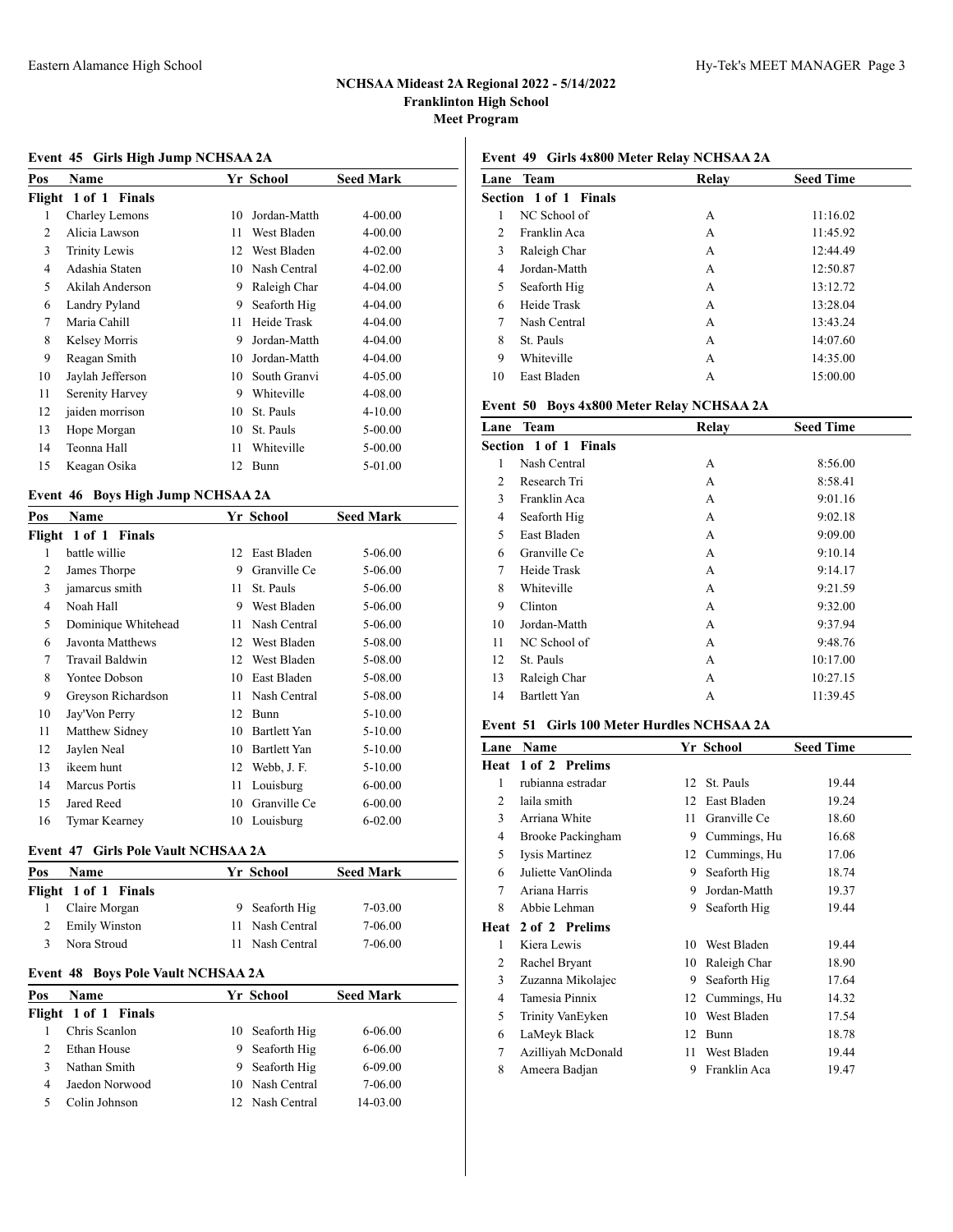# NCHSAA Mideast 2A Regional 2022 - 5/14/2022
**Franklinton High School**
**Meet Program**

### Event 45 Girls High Jump NCHSAA 2A

| Pos | Name | Yr | School | Seed Mark |
|---|---|---|---|---|
| **Flight 1 of 1 Finals** | | | | |
| 1 | Charley Lemons | 10 | Jordan-Matth | 4-00.00 |
| 2 | Alicia Lawson | 11 | West Bladen | 4-00.00 |
| 3 | Trinity Lewis | 12 | West Bladen | 4-02.00 |
| 4 | Adashia Staten | 10 | Nash Central | 4-02.00 |
| 5 | Akilah Anderson | 9 | Raleigh Char | 4-04.00 |
| 6 | Landry Pyland | 9 | Seaforth Hig | 4-04.00 |
| 7 | Maria Cahill | 11 | Heide Trask | 4-04.00 |
| 8 | Kelsey Morris | 9 | Jordan-Matth | 4-04.00 |
| 9 | Reagan Smith | 10 | Jordan-Matth | 4-04.00 |
| 10 | Jaylah Jefferson | 10 | South Granvi | 4-05.00 |
| 11 | Serenity Harvey | 9 | Whiteville | 4-08.00 |
| 12 | jaiden morrison | 10 | St. Pauls | 4-10.00 |
| 13 | Hope Morgan | 10 | St. Pauls | 5-00.00 |
| 14 | Teonna Hall | 11 | Whiteville | 5-00.00 |
| 15 | Keagan Osika | 12 | Bunn | 5-01.00 |

### Event 46 Boys High Jump NCHSAA 2A

| Pos | Name | Yr | School | Seed Mark |
|---|---|---|---|---|
| **Flight 1 of 1 Finals** | | | | |
| 1 | battle willie | 12 | East Bladen | 5-06.00 |
| 2 | James Thorpe | 9 | Granville Ce | 5-06.00 |
| 3 | jamarcus smith | 11 | St. Pauls | 5-06.00 |
| 4 | Noah Hall | 9 | West Bladen | 5-06.00 |
| 5 | Dominique Whitehead | 11 | Nash Central | 5-06.00 |
| 6 | Javonta Matthews | 12 | West Bladen | 5-08.00 |
| 7 | Travail Baldwin | 12 | West Bladen | 5-08.00 |
| 8 | Yontee Dobson | 10 | East Bladen | 5-08.00 |
| 9 | Greyson Richardson | 11 | Nash Central | 5-08.00 |
| 10 | Jay'Von Perry | 12 | Bunn | 5-10.00 |
| 11 | Matthew Sidney | 10 | Bartlett Yan | 5-10.00 |
| 12 | Jaylen Neal | 10 | Bartlett Yan | 5-10.00 |
| 13 | ikeem hunt | 12 | Webb, J. F. | 5-10.00 |
| 14 | Marcus Portis | 11 | Louisburg | 6-00.00 |
| 15 | Jared Reed | 10 | Granville Ce | 6-00.00 |
| 16 | Tymar Kearney | 10 | Louisburg | 6-02.00 |

### Event 47 Girls Pole Vault NCHSAA 2A

| Pos | Name | Yr | School | Seed Mark |
|---|---|---|---|---|
| **Flight 1 of 1 Finals** | | | | |
| 1 | Claire Morgan | 9 | Seaforth Hig | 7-03.00 |
| 2 | Emily Winston | 11 | Nash Central | 7-06.00 |
| 3 | Nora Stroud | 11 | Nash Central | 7-06.00 |

### Event 48 Boys Pole Vault NCHSAA 2A

| Pos | Name | Yr | School | Seed Mark |
|---|---|---|---|---|
| **Flight 1 of 1 Finals** | | | | |
| 1 | Chris Scanlon | 10 | Seaforth Hig | 6-06.00 |
| 2 | Ethan House | 9 | Seaforth Hig | 6-06.00 |
| 3 | Nathan Smith | 9 | Seaforth Hig | 6-09.00 |
| 4 | Jaedon Norwood | 10 | Nash Central | 7-06.00 |
| 5 | Colin Johnson | 12 | Nash Central | 14-03.00 |

### Event 49 Girls 4x800 Meter Relay NCHSAA 2A

| Lane | Team | Relay | Seed Time |
|---|---|---|---|
| **Section 1 of 1 Finals** | | | |
| 1 | NC School of | A | 11:16.02 |
| 2 | Franklin Aca | A | 11:45.92 |
| 3 | Raleigh Char | A | 12:44.49 |
| 4 | Jordan-Matth | A | 12:50.87 |
| 5 | Seaforth Hig | A | 13:12.72 |
| 6 | Heide Trask | A | 13:28.04 |
| 7 | Nash Central | A | 13:43.24 |
| 8 | St. Pauls | A | 14:07.60 |
| 9 | Whiteville | A | 14:35.00 |
| 10 | East Bladen | A | 15:00.00 |

### Event 50 Boys 4x800 Meter Relay NCHSAA 2A

| Lane | Team | Relay | Seed Time |
|---|---|---|---|
| **Section 1 of 1 Finals** | | | |
| 1 | Nash Central | A | 8:56.00 |
| 2 | Research Tri | A | 8:58.41 |
| 3 | Franklin Aca | A | 9:01.16 |
| 4 | Seaforth Hig | A | 9:02.18 |
| 5 | East Bladen | A | 9:09.00 |
| 6 | Granville Ce | A | 9:10.14 |
| 7 | Heide Trask | A | 9:14.17 |
| 8 | Whiteville | A | 9:21.59 |
| 9 | Clinton | A | 9:32.00 |
| 10 | Jordan-Matth | A | 9:37.94 |
| 11 | NC School of | A | 9:48.76 |
| 12 | St. Pauls | A | 10:17.00 |
| 13 | Raleigh Char | A | 10:27.15 |
| 14 | Bartlett Yan | A | 11:39.45 |

### Event 51 Girls 100 Meter Hurdles NCHSAA 2A

| Lane | Name | Yr | School | Seed Time |
|---|---|---|---|---|
| **Heat 1 of 2 Prelims** | | | | |
| 1 | rubianna estradar | 12 | St. Pauls | 19.44 |
| 2 | laila smith | 12 | East Bladen | 19.24 |
| 3 | Arriana White | 11 | Granville Ce | 18.60 |
| 4 | Brooke Packingham | 9 | Cummings, Hu | 16.68 |
| 5 | Iysis Martinez | 12 | Cummings, Hu | 17.06 |
| 6 | Juliette VanOlinda | 9 | Seaforth Hig | 18.74 |
| 7 | Ariana Harris | 9 | Jordan-Matth | 19.37 |
| 8 | Abbie Lehman | 9 | Seaforth Hig | 19.44 |
| **Heat 2 of 2 Prelims** | | | | |
| 1 | Kiera Lewis | 10 | West Bladen | 19.44 |
| 2 | Rachel Bryant | 10 | Raleigh Char | 18.90 |
| 3 | Zuzanna Mikolajec | 9 | Seaforth Hig | 17.64 |
| 4 | Tamesia Pinnix | 12 | Cummings, Hu | 14.32 |
| 5 | Trinity VanEyken | 10 | West Bladen | 17.54 |
| 6 | LaMeyk Black | 12 | Bunn | 18.78 |
| 7 | Azilliyah McDonald | 11 | West Bladen | 19.44 |
| 8 | Ameera Badjan | 9 | Franklin Aca | 19.47 |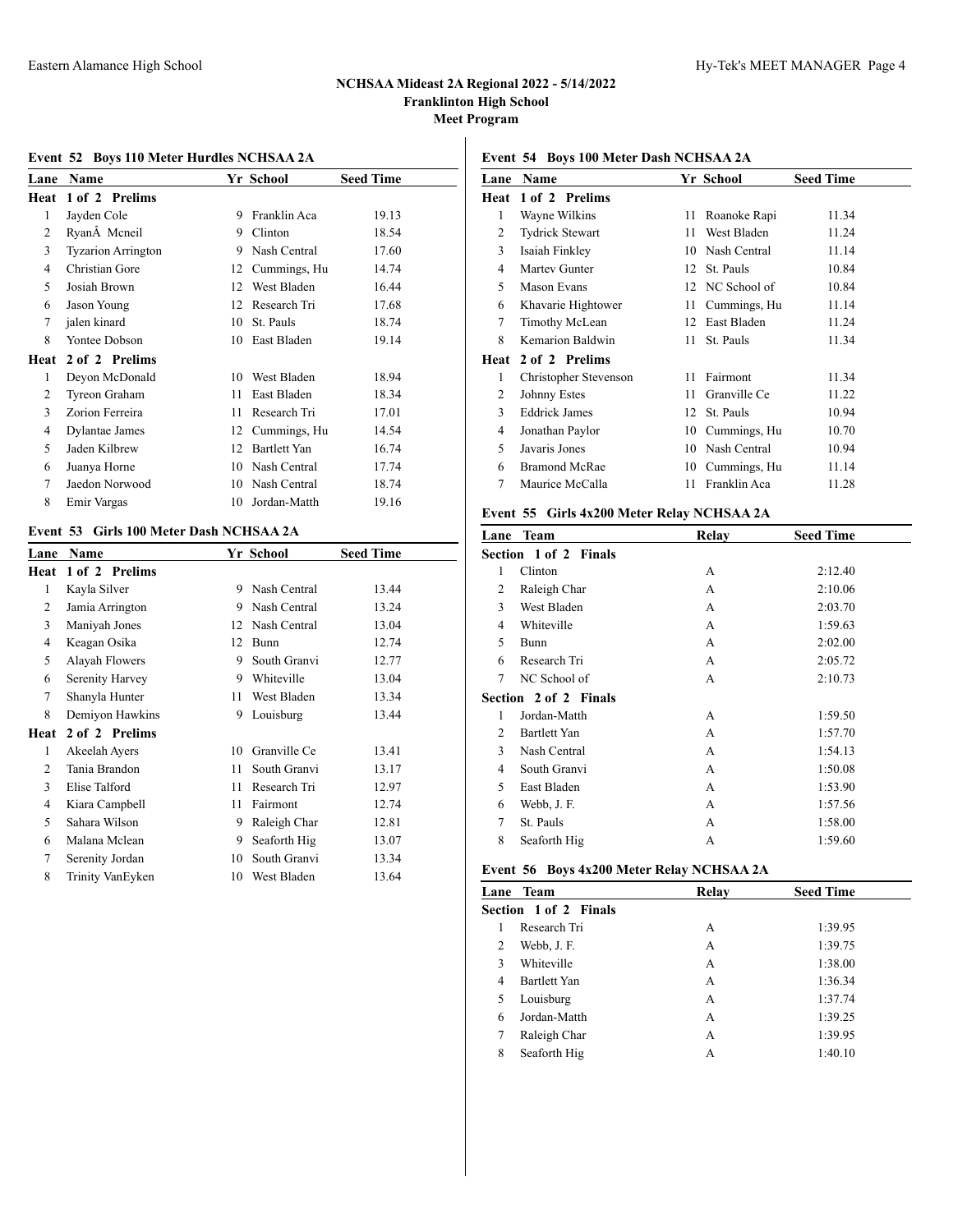# NCHSAA Mideast 2A Regional 2022 - 5/14/2022

**Franklinton High School**

**Meet Program**

### Event 52 Boys 110 Meter Hurdles NCHSAA 2A

| Lane | Name | Yr | School | Seed Time |
|---|---|---|---|---|
| **Heat 1 of 2 Prelims** | | | | |
| 1 | Jayden Cole | 9 | Franklin Aca | 19.13 |
| 2 | RyanÂ Mcneil | 9 | Clinton | 18.54 |
| 3 | Tyzarion Arrington | 9 | Nash Central | 17.60 |
| 4 | Christian Gore | 12 | Cummings, Hu | 14.74 |
| 5 | Josiah Brown | 12 | West Bladen | 16.44 |
| 6 | Jason Young | 12 | Research Tri | 17.68 |
| 7 | jalen kinard | 10 | St. Pauls | 18.74 |
| 8 | Yontee Dobson | 10 | East Bladen | 19.14 |
| **Heat 2 of 2 Prelims** | | | | |
| 1 | Deyon McDonald | 10 | West Bladen | 18.94 |
| 2 | Tyreon Graham | 11 | East Bladen | 18.34 |
| 3 | Zorion Ferreira | 11 | Research Tri | 17.01 |
| 4 | Dylantae James | 12 | Cummings, Hu | 14.54 |
| 5 | Jaden Kilbrew | 12 | Bartlett Yan | 16.74 |
| 6 | Juanya Horne | 10 | Nash Central | 17.74 |
| 7 | Jaedon Norwood | 10 | Nash Central | 18.74 |
| 8 | Emir Vargas | 10 | Jordan-Matth | 19.16 |

### Event 53 Girls 100 Meter Dash NCHSAA 2A

| Lane | Name | Yr | School | Seed Time |
|---|---|---|---|---|
| **Heat 1 of 2 Prelims** | | | | |
| 1 | Kayla Silver | 9 | Nash Central | 13.44 |
| 2 | Jamia Arrington | 9 | Nash Central | 13.24 |
| 3 | Maniyah Jones | 12 | Nash Central | 13.04 |
| 4 | Keagan Osika | 12 | Bunn | 12.74 |
| 5 | Alayah Flowers | 9 | South Granvi | 12.77 |
| 6 | Serenity Harvey | 9 | Whiteville | 13.04 |
| 7 | Shanyla Hunter | 11 | West Bladen | 13.34 |
| 8 | Demiyon Hawkins | 9 | Louisburg | 13.44 |
| **Heat 2 of 2 Prelims** | | | | |
| 1 | Akeelah Ayers | 10 | Granville Ce | 13.41 |
| 2 | Tania Brandon | 11 | South Granvi | 13.17 |
| 3 | Elise Talford | 11 | Research Tri | 12.97 |
| 4 | Kiara Campbell | 11 | Fairmont | 12.74 |
| 5 | Sahara Wilson | 9 | Raleigh Char | 12.81 |
| 6 | Malana Mclean | 9 | Seaforth Hig | 13.07 |
| 7 | Serenity Jordan | 10 | South Granvi | 13.34 |
| 8 | Trinity VanEyken | 10 | West Bladen | 13.64 |

### Event 54 Boys 100 Meter Dash NCHSAA 2A

| Lane | Name | Yr | School | Seed Time |
|---|---|---|---|---|
| **Heat 1 of 2 Prelims** | | | | |
| 1 | Wayne Wilkins | 11 | Roanoke Rapi | 11.34 |
| 2 | Tydrick Stewart | 11 | West Bladen | 11.24 |
| 3 | Isaiah Finkley | 10 | Nash Central | 11.14 |
| 4 | Martev Gunter | 12 | St. Pauls | 10.84 |
| 5 | Mason Evans | 12 | NC School of | 10.84 |
| 6 | Khavarie Hightower | 11 | Cummings, Hu | 11.14 |
| 7 | Timothy McLean | 12 | East Bladen | 11.24 |
| 8 | Kemarion Baldwin | 11 | St. Pauls | 11.34 |
| **Heat 2 of 2 Prelims** | | | | |
| 1 | Christopher Stevenson | 11 | Fairmont | 11.34 |
| 2 | Johnny Estes | 11 | Granville Ce | 11.22 |
| 3 | Eddrick James | 12 | St. Pauls | 10.94 |
| 4 | Jonathan Paylor | 10 | Cummings, Hu | 10.70 |
| 5 | Javaris Jones | 10 | Nash Central | 10.94 |
| 6 | Bramond McRae | 10 | Cummings, Hu | 11.14 |
| 7 | Maurice McCalla | 11 | Franklin Aca | 11.28 |

### Event 55 Girls 4x200 Meter Relay NCHSAA 2A

| Lane | Team | Relay | Seed Time |
|---|---|---|---|
| **Section 1 of 2 Finals** | | | |
| 1 | Clinton | A | 2:12.40 |
| 2 | Raleigh Char | A | 2:10.06 |
| 3 | West Bladen | A | 2:03.70 |
| 4 | Whiteville | A | 1:59.63 |
| 5 | Bunn | A | 2:02.00 |
| 6 | Research Tri | A | 2:05.72 |
| 7 | NC School of | A | 2:10.73 |
| **Section 2 of 2 Finals** | | | |
| 1 | Jordan-Matth | A | 1:59.50 |
| 2 | Bartlett Yan | A | 1:57.70 |
| 3 | Nash Central | A | 1:54.13 |
| 4 | South Granvi | A | 1:50.08 |
| 5 | East Bladen | A | 1:53.90 |
| 6 | Webb, J. F. | A | 1:57.56 |
| 7 | St. Pauls | A | 1:58.00 |
| 8 | Seaforth Hig | A | 1:59.60 |

### Event 56 Boys 4x200 Meter Relay NCHSAA 2A

| Lane | Team | Relay | Seed Time |
|---|---|---|---|
| **Section 1 of 2 Finals** | | | |
| 1 | Research Tri | A | 1:39.95 |
| 2 | Webb, J. F. | A | 1:39.75 |
| 3 | Whiteville | A | 1:38.00 |
| 4 | Bartlett Yan | A | 1:36.34 |
| 5 | Louisburg | A | 1:37.74 |
| 6 | Jordan-Matth | A | 1:39.25 |
| 7 | Raleigh Char | A | 1:39.95 |
| 8 | Seaforth Hig | A | 1:40.10 |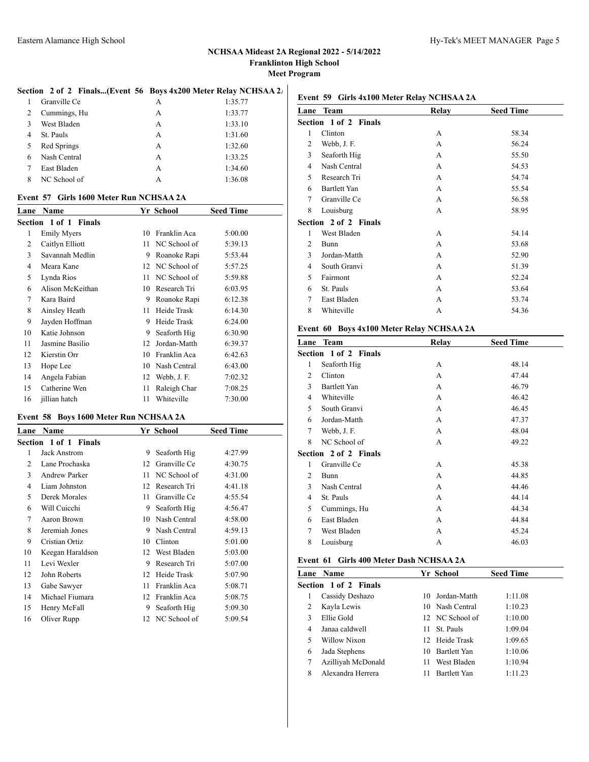## NCHSAA Mideast 2A Regional 2022 - 5/14/2022

**Franklinton High School**

**Meet Program**

### Section 2 of 2 Finals...(Event 56 Boys 4x200 Meter Relay NCHSAA 2A)

| Lane | Team | Relay | Seed Time |
|---|---|---|---|
| 1 | Granville Ce | A | 1:35.77 |
| 2 | Cummings, Hu | A | 1:33.77 |
| 3 | West Bladen | A | 1:33.10 |
| 4 | St. Pauls | A | 1:31.60 |
| 5 | Red Springs | A | 1:32.60 |
| 6 | Nash Central | A | 1:33.25 |
| 7 | East Bladen | A | 1:34.60 |
| 8 | NC School of | A | 1:36.08 |

### Event 57 Girls 1600 Meter Run NCHSAA 2A

| Lane | Name | Yr | School | Seed Time |
|---|---|---|---|---|
| **Section 1 of 1 Finals** | | | | |
| 1 | Emily Myers | 10 | Franklin Aca | 5:00.00 |
| 2 | Caitlyn Elliott | 11 | NC School of | 5:39.13 |
| 3 | Savannah Medlin | 9 | Roanoke Rapi | 5:53.44 |
| 4 | Meara Kane | 12 | NC School of | 5:57.25 |
| 5 | Lynda Rios | 11 | NC School of | 5:59.88 |
| 6 | Alison McKeithan | 10 | Research Tri | 6:03.95 |
| 7 | Kara Baird | 9 | Roanoke Rapi | 6:12.38 |
| 8 | Ainsley Heath | 11 | Heide Trask | 6:14.30 |
| 9 | Jayden Hoffman | 9 | Heide Trask | 6:24.00 |
| 10 | Katie Johnson | 9 | Seaforth Hig | 6:30.90 |
| 11 | Jasmine Basilio | 12 | Jordan-Matth | 6:39.37 |
| 12 | Kierstin Orr | 10 | Franklin Aca | 6:42.63 |
| 13 | Hope Lee | 10 | Nash Central | 6:43.00 |
| 14 | Angela Fabian | 12 | Webb, J. F. | 7:02.32 |
| 15 | Catherine Wen | 11 | Raleigh Char | 7:08.25 |
| 16 | jillian hatch | 11 | Whiteville | 7:30.00 |

### Event 58 Boys 1600 Meter Run NCHSAA 2A

| Lane | Name | Yr | School | Seed Time |
|---|---|---|---|---|
| **Section 1 of 1 Finals** | | | | |
| 1 | Jack Anstrom | 9 | Seaforth Hig | 4:27.99 |
| 2 | Lane Prochaska | 12 | Granville Ce | 4:30.75 |
| 3 | Andrew Parker | 11 | NC School of | 4:31.00 |
| 4 | Liam Johnston | 12 | Research Tri | 4:41.18 |
| 5 | Derek Morales | 11 | Granville Ce | 4:55.54 |
| 6 | Will Cuicchi | 9 | Seaforth Hig | 4:56.47 |
| 7 | Aaron Brown | 10 | Nash Central | 4:58.00 |
| 8 | Jeremiah Jones | 9 | Nash Central | 4:59.13 |
| 9 | Cristian Ortiz | 10 | Clinton | 5:01.00 |
| 10 | Keegan Haraldson | 12 | West Bladen | 5:03.00 |
| 11 | Levi Wexler | 9 | Research Tri | 5:07.00 |
| 12 | John Roberts | 12 | Heide Trask | 5:07.90 |
| 13 | Gabe Sawyer | 11 | Franklin Aca | 5:08.71 |
| 14 | Michael Fiumara | 12 | Franklin Aca | 5:08.75 |
| 15 | Henry McFall | 9 | Seaforth Hig | 5:09.30 |
| 16 | Oliver Rupp | 12 | NC School of | 5:09.54 |

### Event 59 Girls 4x100 Meter Relay NCHSAA 2A

| Lane | Team | Relay | Seed Time |
|---|---|---|---|
| **Section 1 of 2 Finals** | | | |
| 1 | Clinton | A | 58.34 |
| 2 | Webb, J. F. | A | 56.24 |
| 3 | Seaforth Hig | A | 55.50 |
| 4 | Nash Central | A | 54.53 |
| 5 | Research Tri | A | 54.74 |
| 6 | Bartlett Yan | A | 55.54 |
| 7 | Granville Ce | A | 56.58 |
| 8 | Louisburg | A | 58.95 |
| **Section 2 of 2 Finals** | | | |
| 1 | West Bladen | A | 54.14 |
| 2 | Bunn | A | 53.68 |
| 3 | Jordan-Matth | A | 52.90 |
| 4 | South Granvi | A | 51.39 |
| 5 | Fairmont | A | 52.24 |
| 6 | St. Pauls | A | 53.64 |
| 7 | East Bladen | A | 53.74 |
| 8 | Whiteville | A | 54.36 |

### Event 60 Boys 4x100 Meter Relay NCHSAA 2A

| Lane | Team | Relay | Seed Time |
|---|---|---|---|
| **Section 1 of 2 Finals** | | | |
| 1 | Seaforth Hig | A | 48.14 |
| 2 | Clinton | A | 47.44 |
| 3 | Bartlett Yan | A | 46.79 |
| 4 | Whiteville | A | 46.42 |
| 5 | South Granvi | A | 46.45 |
| 6 | Jordan-Matth | A | 47.37 |
| 7 | Webb, J. F. | A | 48.04 |
| 8 | NC School of | A | 49.22 |
| **Section 2 of 2 Finals** | | | |
| 1 | Granville Ce | A | 45.38 |
| 2 | Bunn | A | 44.85 |
| 3 | Nash Central | A | 44.46 |
| 4 | St. Pauls | A | 44.14 |
| 5 | Cummings, Hu | A | 44.34 |
| 6 | East Bladen | A | 44.84 |
| 7 | West Bladen | A | 45.24 |
| 8 | Louisburg | A | 46.03 |

### Event 61 Girls 400 Meter Dash NCHSAA 2A

| Lane | Name | Yr | School | Seed Time |
|---|---|---|---|---|
| **Section 1 of 2 Finals** | | | | |
| 1 | Cassidy Deshazo | 10 | Jordan-Matth | 1:11.08 |
| 2 | Kayla Lewis | 10 | Nash Central | 1:10.23 |
| 3 | Ellie Gold | 12 | NC School of | 1:10.00 |
| 4 | Janaa caldwell | 11 | St. Pauls | 1:09.04 |
| 5 | Willow Nixon | 12 | Heide Trask | 1:09.65 |
| 6 | Jada Stephens | 10 | Bartlett Yan | 1:10.06 |
| 7 | Azilliyah McDonald | 11 | West Bladen | 1:10.94 |
| 8 | Alexandra Herrera | 11 | Bartlett Yan | 1:11.23 |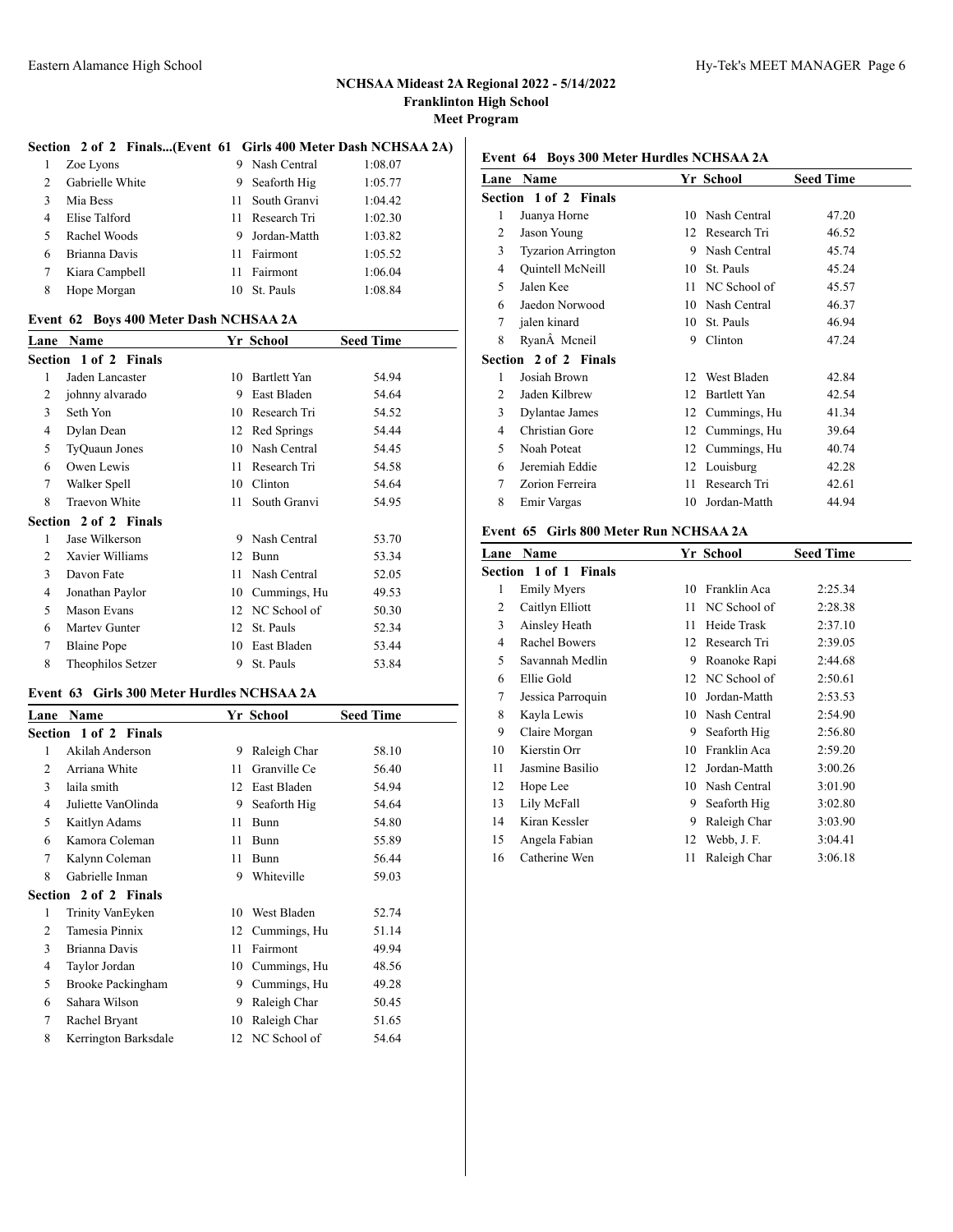# NCHSAA Mideast 2A Regional 2022 - 5/14/2022

**Franklinton High School**

**Meet Program**

### Section 2 of 2 Finals...(Event 61 Girls 400 Meter Dash NCHSAA 2A)

| Lane | Name | Yr | School | Seed Time |
|---|---|---|---|---|
| 1 | Zoe Lyons | 9 | Nash Central | 1:08.07 |
| 2 | Gabrielle White | 9 | Seaforth Hig | 1:05.77 |
| 3 | Mia Bess | 11 | South Granvi | 1:04.42 |
| 4 | Elise Talford | 11 | Research Tri | 1:02.30 |
| 5 | Rachel Woods | 9 | Jordan-Matth | 1:03.82 |
| 6 | Brianna Davis | 11 | Fairmont | 1:05.52 |
| 7 | Kiara Campbell | 11 | Fairmont | 1:06.04 |
| 8 | Hope Morgan | 10 | St. Pauls | 1:08.84 |

### Event 62 Boys 400 Meter Dash NCHSAA 2A

| Lane | Name | Yr | School | Seed Time |
|---|---|---|---|---|
| **Section 1 of 2 Finals** | | | | |
| 1 | Jaden Lancaster | 10 | Bartlett Yan | 54.94 |
| 2 | johnny alvarado | 9 | East Bladen | 54.64 |
| 3 | Seth Yon | 10 | Research Tri | 54.52 |
| 4 | Dylan Dean | 12 | Red Springs | 54.44 |
| 5 | TyQuaun Jones | 10 | Nash Central | 54.45 |
| 6 | Owen Lewis | 11 | Research Tri | 54.58 |
| 7 | Walker Spell | 10 | Clinton | 54.64 |
| 8 | Traevon White | 11 | South Granvi | 54.95 |
| **Section 2 of 2 Finals** | | | | |
| 1 | Jase Wilkerson | 9 | Nash Central | 53.70 |
| 2 | Xavier Williams | 12 | Bunn | 53.34 |
| 3 | Davon Fate | 11 | Nash Central | 52.05 |
| 4 | Jonathan Paylor | 10 | Cummings, Hu | 49.53 |
| 5 | Mason Evans | 12 | NC School of | 50.30 |
| 6 | Martev Gunter | 12 | St. Pauls | 52.34 |
| 7 | Blaine Pope | 10 | East Bladen | 53.44 |
| 8 | Theophilos Setzer | 9 | St. Pauls | 53.84 |

### Event 63 Girls 300 Meter Hurdles NCHSAA 2A

| Lane | Name | Yr | School | Seed Time |
|---|---|---|---|---|
| **Section 1 of 2 Finals** | | | | |
| 1 | Akilah Anderson | 9 | Raleigh Char | 58.10 |
| 2 | Arriana White | 11 | Granville Ce | 56.40 |
| 3 | laila smith | 12 | East Bladen | 54.94 |
| 4 | Juliette VanOlinda | 9 | Seaforth Hig | 54.64 |
| 5 | Kaitlyn Adams | 11 | Bunn | 54.80 |
| 6 | Kamora Coleman | 11 | Bunn | 55.89 |
| 7 | Kalynn Coleman | 11 | Bunn | 56.44 |
| 8 | Gabrielle Inman | 9 | Whiteville | 59.03 |
| **Section 2 of 2 Finals** | | | | |
| 1 | Trinity VanEyken | 10 | West Bladen | 52.74 |
| 2 | Tamesia Pinnix | 12 | Cummings, Hu | 51.14 |
| 3 | Brianna Davis | 11 | Fairmont | 49.94 |
| 4 | Taylor Jordan | 10 | Cummings, Hu | 48.56 |
| 5 | Brooke Packingham | 9 | Cummings, Hu | 49.28 |
| 6 | Sahara Wilson | 9 | Raleigh Char | 50.45 |
| 7 | Rachel Bryant | 10 | Raleigh Char | 51.65 |
| 8 | Kerrington Barksdale | 12 | NC School of | 54.64 |

### Event 64 Boys 300 Meter Hurdles NCHSAA 2A

| Lane | Name | Yr | School | Seed Time |
|---|---|---|---|---|
| **Section 1 of 2 Finals** | | | | |
| 1 | Juanya Horne | 10 | Nash Central | 47.20 |
| 2 | Jason Young | 12 | Research Tri | 46.52 |
| 3 | Tyzarion Arrington | 9 | Nash Central | 45.74 |
| 4 | Quintell McNeill | 10 | St. Pauls | 45.24 |
| 5 | Jalen Kee | 11 | NC School of | 45.57 |
| 6 | Jaedon Norwood | 10 | Nash Central | 46.37 |
| 7 | jalen kinard | 10 | St. Pauls | 46.94 |
| 8 | RyanÂ Mcneil | 9 | Clinton | 47.24 |
| **Section 2 of 2 Finals** | | | | |
| 1 | Josiah Brown | 12 | West Bladen | 42.84 |
| 2 | Jaden Kilbrew | 12 | Bartlett Yan | 42.54 |
| 3 | Dylantae James | 12 | Cummings, Hu | 41.34 |
| 4 | Christian Gore | 12 | Cummings, Hu | 39.64 |
| 5 | Noah Poteat | 12 | Cummings, Hu | 40.74 |
| 6 | Jeremiah Eddie | 12 | Louisburg | 42.28 |
| 7 | Zorion Ferreira | 11 | Research Tri | 42.61 |
| 8 | Emir Vargas | 10 | Jordan-Matth | 44.94 |

### Event 65 Girls 800 Meter Run NCHSAA 2A

| Lane | Name | Yr | School | Seed Time |
|---|---|---|---|---|
| **Section 1 of 1 Finals** | | | | |
| 1 | Emily Myers | 10 | Franklin Aca | 2:25.34 |
| 2 | Caitlyn Elliott | 11 | NC School of | 2:28.38 |
| 3 | Ainsley Heath | 11 | Heide Trask | 2:37.10 |
| 4 | Rachel Bowers | 12 | Research Tri | 2:39.05 |
| 5 | Savannah Medlin | 9 | Roanoke Rapi | 2:44.68 |
| 6 | Ellie Gold | 12 | NC School of | 2:50.61 |
| 7 | Jessica Parroquin | 10 | Jordan-Matth | 2:53.53 |
| 8 | Kayla Lewis | 10 | Nash Central | 2:54.90 |
| 9 | Claire Morgan | 9 | Seaforth Hig | 2:56.80 |
| 10 | Kierstin Orr | 10 | Franklin Aca | 2:59.20 |
| 11 | Jasmine Basilio | 12 | Jordan-Matth | 3:00.26 |
| 12 | Hope Lee | 10 | Nash Central | 3:01.90 |
| 13 | Lily McFall | 9 | Seaforth Hig | 3:02.80 |
| 14 | Kiran Kessler | 9 | Raleigh Char | 3:03.90 |
| 15 | Angela Fabian | 12 | Webb, J. F. | 3:04.41 |
| 16 | Catherine Wen | 11 | Raleigh Char | 3:06.18 |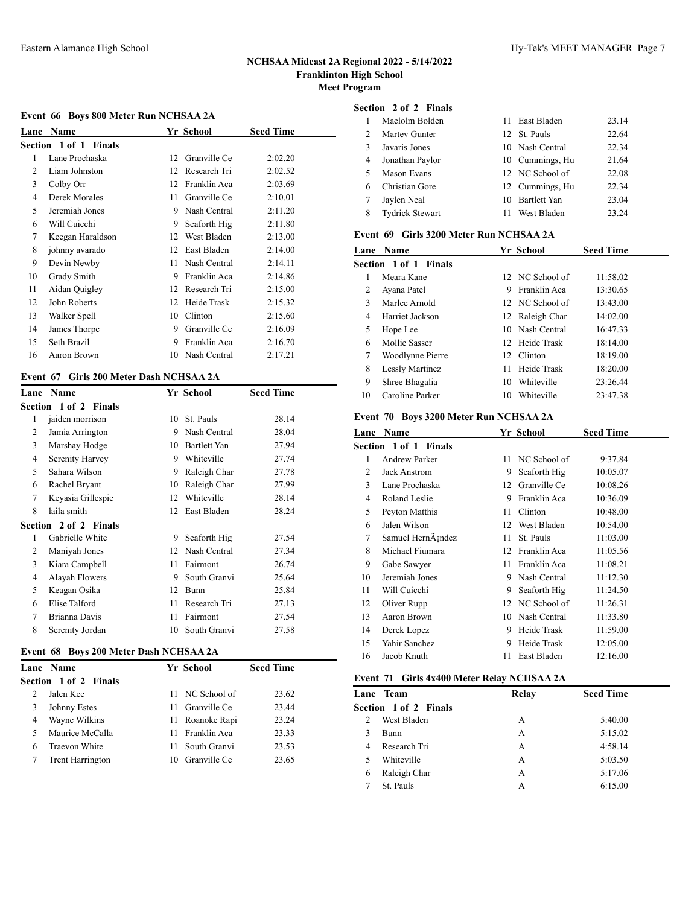## NCHSAA Mideast 2A Regional 2022 - 5/14/2022
**Franklinton High School**
**Meet Program**

### Event 66 Boys 800 Meter Run NCHSAA 2A

| Lane | Name | Yr | School | Seed Time |
|---|---|---|---|---|
| **Section 1 of 1 Finals** | | | | |
| 1 | Lane Prochaska | 12 | Granville Ce | 2:02.20 |
| 2 | Liam Johnston | 12 | Research Tri | 2:02.52 |
| 3 | Colby Orr | 12 | Franklin Aca | 2:03.69 |
| 4 | Derek Morales | 11 | Granville Ce | 2:10.01 |
| 5 | Jeremiah Jones | 9 | Nash Central | 2:11.20 |
| 6 | Will Cuicchi | 9 | Seaforth Hig | 2:11.80 |
| 7 | Keegan Haraldson | 12 | West Bladen | 2:13.00 |
| 8 | johnny avarado | 12 | East Bladen | 2:14.00 |
| 9 | Devin Newby | 11 | Nash Central | 2:14.11 |
| 10 | Grady Smith | 9 | Franklin Aca | 2:14.86 |
| 11 | Aidan Quigley | 12 | Research Tri | 2:15.00 |
| 12 | John Roberts | 12 | Heide Trask | 2:15.32 |
| 13 | Walker Spell | 10 | Clinton | 2:15.60 |
| 14 | James Thorpe | 9 | Granville Ce | 2:16.09 |
| 15 | Seth Brazil | 9 | Franklin Aca | 2:16.70 |
| 16 | Aaron Brown | 10 | Nash Central | 2:17.21 |

### Event 67 Girls 200 Meter Dash NCHSAA 2A

| Lane | Name | Yr | School | Seed Time |
|---|---|---|---|---|
| **Section 1 of 2 Finals** | | | | |
| 1 | jaiden morrison | 10 | St. Pauls | 28.14 |
| 2 | Jamia Arrington | 9 | Nash Central | 28.04 |
| 3 | Marshay Hodge | 10 | Bartlett Yan | 27.94 |
| 4 | Serenity Harvey | 9 | Whiteville | 27.74 |
| 5 | Sahara Wilson | 9 | Raleigh Char | 27.78 |
| 6 | Rachel Bryant | 10 | Raleigh Char | 27.99 |
| 7 | Keyasia Gillespie | 12 | Whiteville | 28.14 |
| 8 | laila smith | 12 | East Bladen | 28.24 |
| **Section 2 of 2 Finals** | | | | |
| 1 | Gabrielle White | 9 | Seaforth Hig | 27.54 |
| 2 | Maniyah Jones | 12 | Nash Central | 27.34 |
| 3 | Kiara Campbell | 11 | Fairmont | 26.74 |
| 4 | Alayah Flowers | 9 | South Granvi | 25.64 |
| 5 | Keagan Osika | 12 | Bunn | 25.84 |
| 6 | Elise Talford | 11 | Research Tri | 27.13 |
| 7 | Brianna Davis | 11 | Fairmont | 27.54 |
| 8 | Serenity Jordan | 10 | South Granvi | 27.58 |

### Event 68 Boys 200 Meter Dash NCHSAA 2A

| Lane | Name | Yr | School | Seed Time |
|---|---|---|---|---|
| **Section 1 of 2 Finals** | | | | |
| 2 | Jalen Kee | 11 | NC School of | 23.62 |
| 3 | Johnny Estes | 11 | Granville Ce | 23.44 |
| 4 | Wayne Wilkins | 11 | Roanoke Rapi | 23.24 |
| 5 | Maurice McCalla | 11 | Franklin Aca | 23.33 |
| 6 | Traevon White | 11 | South Granvi | 23.53 |
| 7 | Trent Harrington | 10 | Granville Ce | 23.65 |
| **Section 2 of 2 Finals** | | | | |
| 1 | Maclolm Bolden | 11 | East Bladen | 23.14 |
| 2 | Martev Gunter | 12 | St. Pauls | 22.64 |
| 3 | Javaris Jones | 10 | Nash Central | 22.34 |
| 4 | Jonathan Paylor | 10 | Cummings, Hu | 21.64 |
| 5 | Mason Evans | 12 | NC School of | 22.08 |
| 6 | Christian Gore | 12 | Cummings, Hu | 22.34 |
| 7 | Jaylen Neal | 10 | Bartlett Yan | 23.04 |
| 8 | Tydrick Stewart | 11 | West Bladen | 23.24 |

### Event 69 Girls 3200 Meter Run NCHSAA 2A

| Lane | Name | Yr | School | Seed Time |
|---|---|---|---|---|
| **Section 1 of 1 Finals** | | | | |
| 1 | Meara Kane | 12 | NC School of | 11:58.02 |
| 2 | Ayana Patel | 9 | Franklin Aca | 13:30.65 |
| 3 | Marlee Arnold | 12 | NC School of | 13:43.00 |
| 4 | Harriet Jackson | 12 | Raleigh Char | 14:02.00 |
| 5 | Hope Lee | 10 | Nash Central | 16:47.33 |
| 6 | Mollie Sasser | 12 | Heide Trask | 18:14.00 |
| 7 | Woodlynne Pierre | 12 | Clinton | 18:19.00 |
| 8 | Lessly Martinez | 11 | Heide Trask | 18:20.00 |
| 9 | Shree Bhagalia | 10 | Whiteville | 23:26.44 |
| 10 | Caroline Parker | 10 | Whiteville | 23:47.38 |

### Event 70 Boys 3200 Meter Run NCHSAA 2A

| Lane | Name | Yr | School | Seed Time |
|---|---|---|---|---|
| **Section 1 of 1 Finals** | | | | |
| 1 | Andrew Parker | 11 | NC School of | 9:37.84 |
| 2 | Jack Anstrom | 9 | Seaforth Hig | 10:05.07 |
| 3 | Lane Prochaska | 12 | Granville Ce | 10:08.26 |
| 4 | Roland Leslie | 9 | Franklin Aca | 10:36.09 |
| 5 | Peyton Matthis | 11 | Clinton | 10:48.00 |
| 6 | Jalen Wilson | 12 | West Bladen | 10:54.00 |
| 7 | Samuel HernÃ¡ndez | 11 | St. Pauls | 11:03.00 |
| 8 | Michael Fiumara | 12 | Franklin Aca | 11:05.56 |
| 9 | Gabe Sawyer | 11 | Franklin Aca | 11:08.21 |
| 10 | Jeremiah Jones | 9 | Nash Central | 11:12.30 |
| 11 | Will Cuicchi | 9 | Seaforth Hig | 11:24.50 |
| 12 | Oliver Rupp | 12 | NC School of | 11:26.31 |
| 13 | Aaron Brown | 10 | Nash Central | 11:33.80 |
| 14 | Derek Lopez | 9 | Heide Trask | 11:59.00 |
| 15 | Yahir Sanchez | 9 | Heide Trask | 12:05.00 |
| 16 | Jacob Knuth | 11 | East Bladen | 12:16.00 |

### Event 71 Girls 4x400 Meter Relay NCHSAA 2A

| Lane | Team | Relay | Seed Time |
|---|---|---|---|
| **Section 1 of 2 Finals** | | | |
| 2 | West Bladen | A | 5:40.00 |
| 3 | Bunn | A | 5:15.02 |
| 4 | Research Tri | A | 4:58.14 |
| 5 | Whiteville | A | 5:03.50 |
| 6 | Raleigh Char | A | 5:17.06 |
| 7 | St. Pauls | A | 6:15.00 |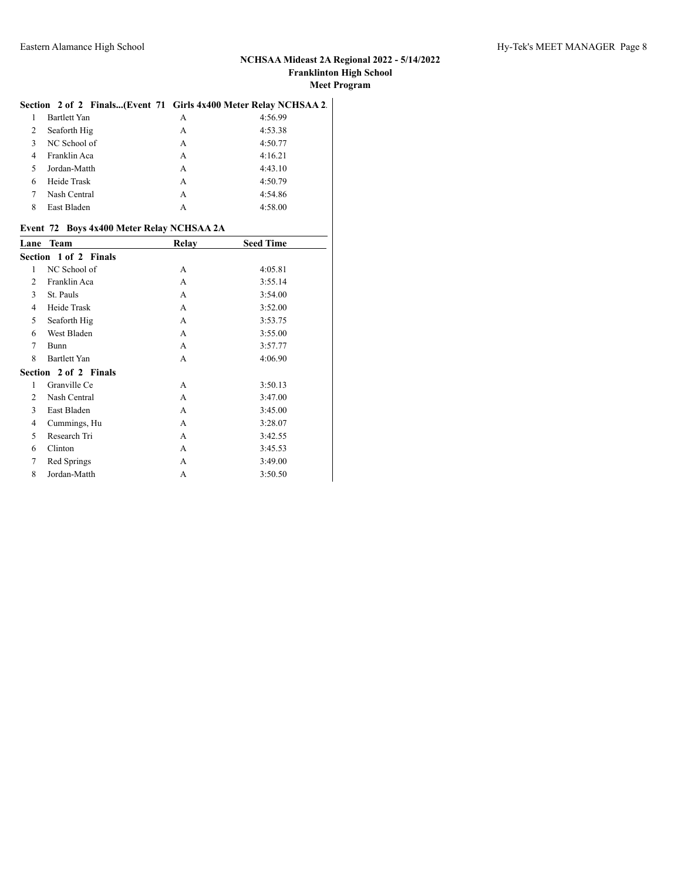### NCHSAA Mideast 2A Regional 2022 - 5/14/2022
### Franklinton High School
### Meet Program

**Section 2 of 2 Finals...(Event 71 Girls 4x400 Meter Relay NCHSAA 2A)**

| Lane | Team | Relay | Seed Time |
|---|---|---|---|
| 1 | Bartlett Yan | A | 4:56.99 |
| 2 | Seaforth Hig | A | 4:53.38 |
| 3 | NC School of | A | 4:50.77 |
| 4 | Franklin Aca | A | 4:16.21 |
| 5 | Jordan-Matth | A | 4:43.10 |
| 6 | Heide Trask | A | 4:50.79 |
| 7 | Nash Central | A | 4:54.86 |
| 8 | East Bladen | A | 4:58.00 |

**Event 72 Boys 4x400 Meter Relay NCHSAA 2A**

| Lane | Team | Relay | Seed Time |
|---|---|---|---|
| **Section 1 of 2 Finals** | | | |
| 1 | NC School of | A | 4:05.81 |
| 2 | Franklin Aca | A | 3:55.14 |
| 3 | St. Pauls | A | 3:54.00 |
| 4 | Heide Trask | A | 3:52.00 |
| 5 | Seaforth Hig | A | 3:53.75 |
| 6 | West Bladen | A | 3:55.00 |
| 7 | Bunn | A | 3:57.77 |
| 8 | Bartlett Yan | A | 4:06.90 |
| **Section 2 of 2 Finals** | | | |
| 1 | Granville Ce | A | 3:50.13 |
| 2 | Nash Central | A | 3:47.00 |
| 3 | East Bladen | A | 3:45.00 |
| 4 | Cummings, Hu | A | 3:28.07 |
| 5 | Research Tri | A | 3:42.55 |
| 6 | Clinton | A | 3:45.53 |
| 7 | Red Springs | A | 3:49.00 |
| 8 | Jordan-Matth | A | 3:50.50 |